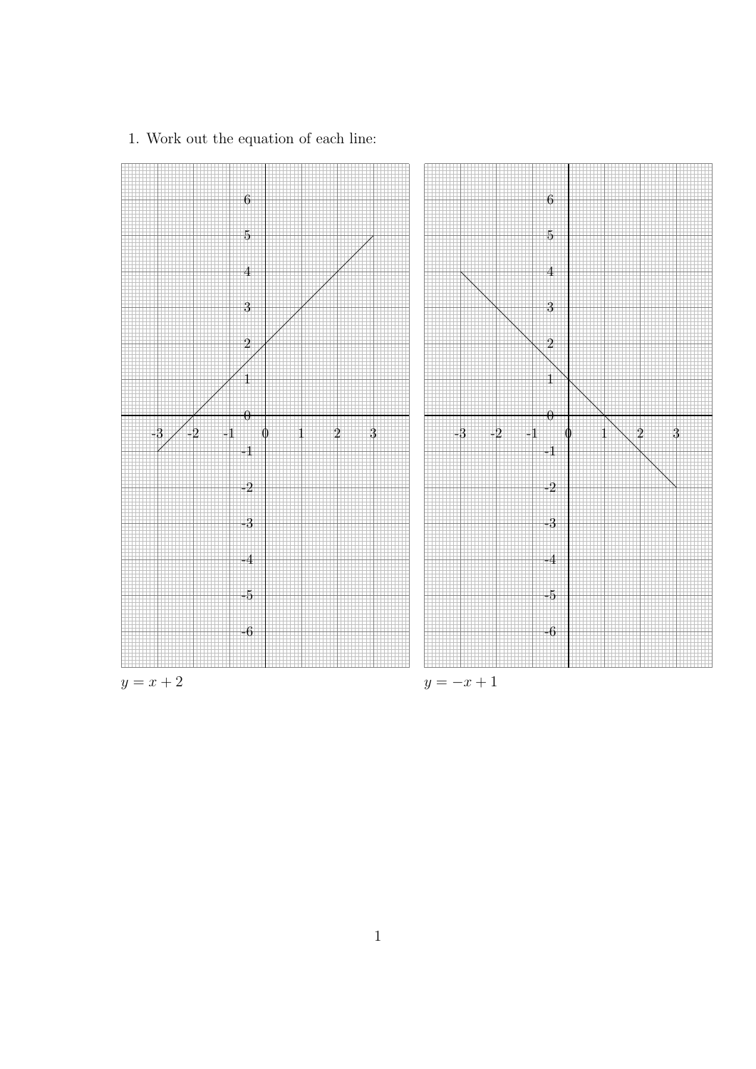1. Work out the equation of each line:

$y = x + 2$

$y = -x + 1$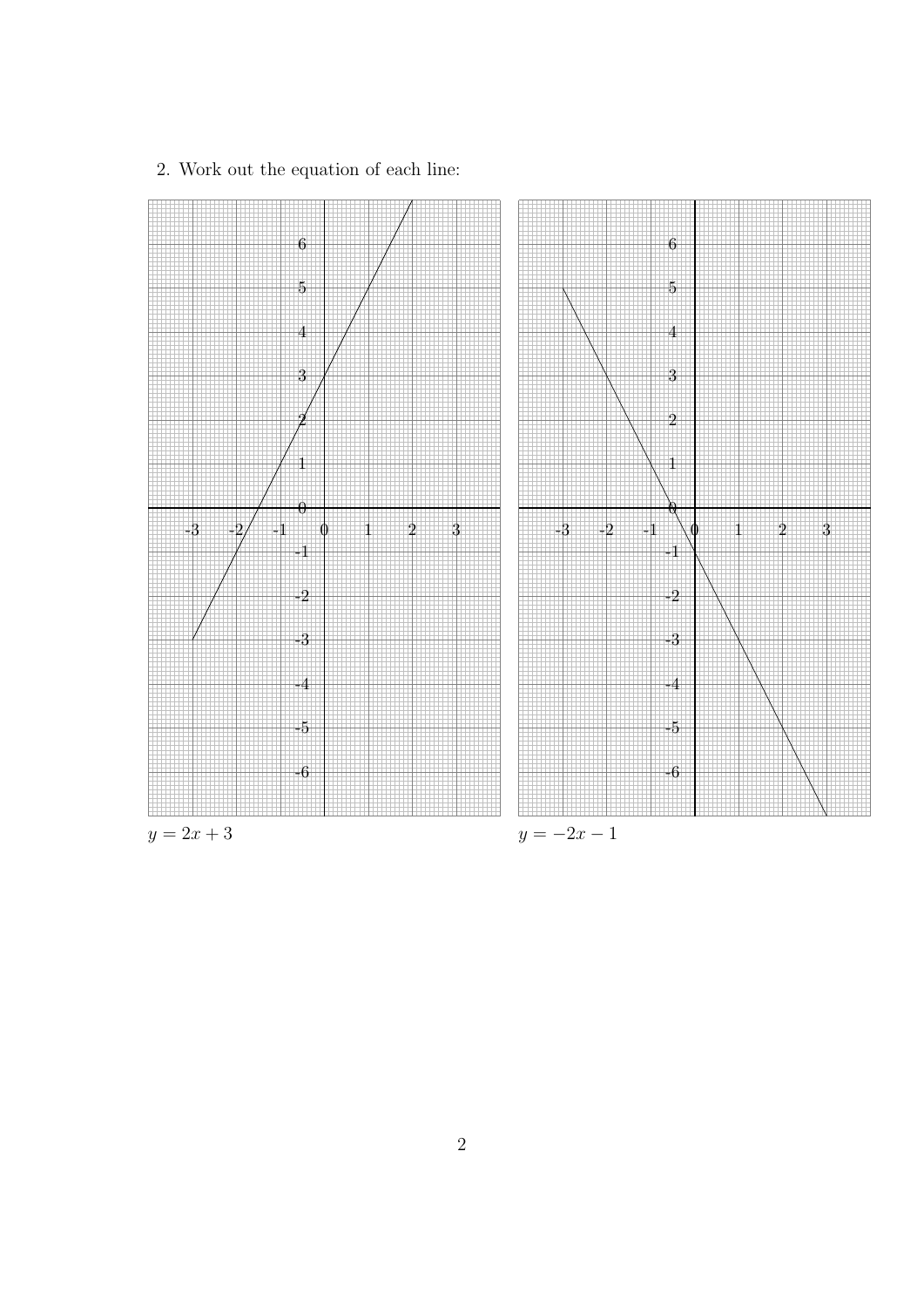2. Work out the equation of each line:

$y = 2x + 3$

$y = -2x - 1$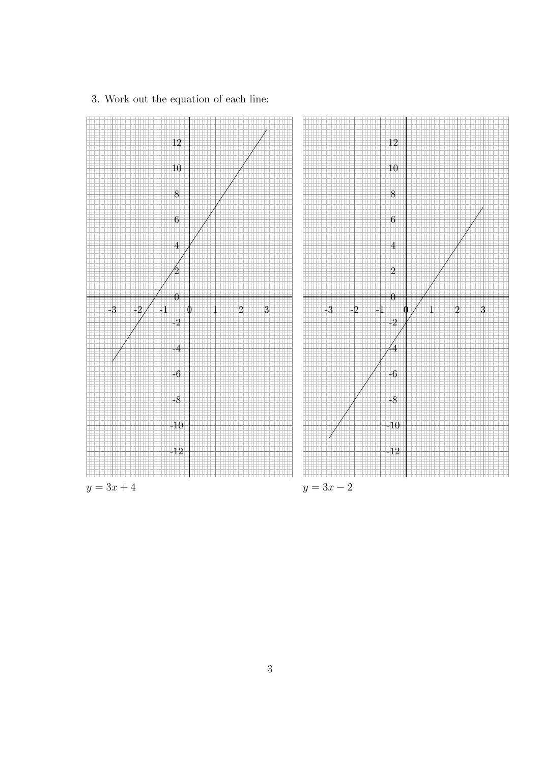3. Work out the equation of each line:

$y = 3x + 4$

$y = 3x - 2$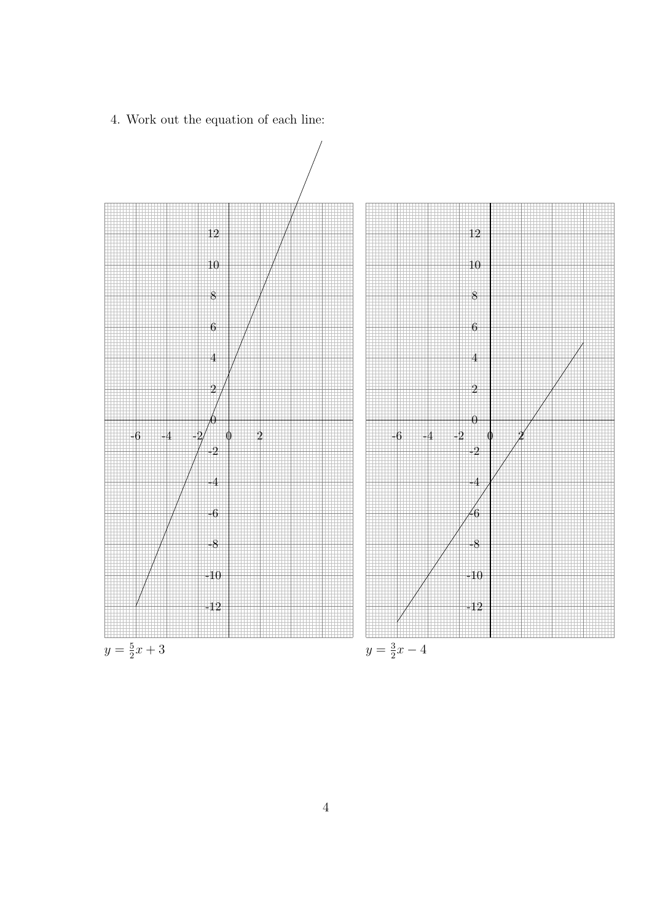4. Work out the equation of each line:

$y = \frac{5}{2}x + 3$

$y = \frac{3}{2}x - 4$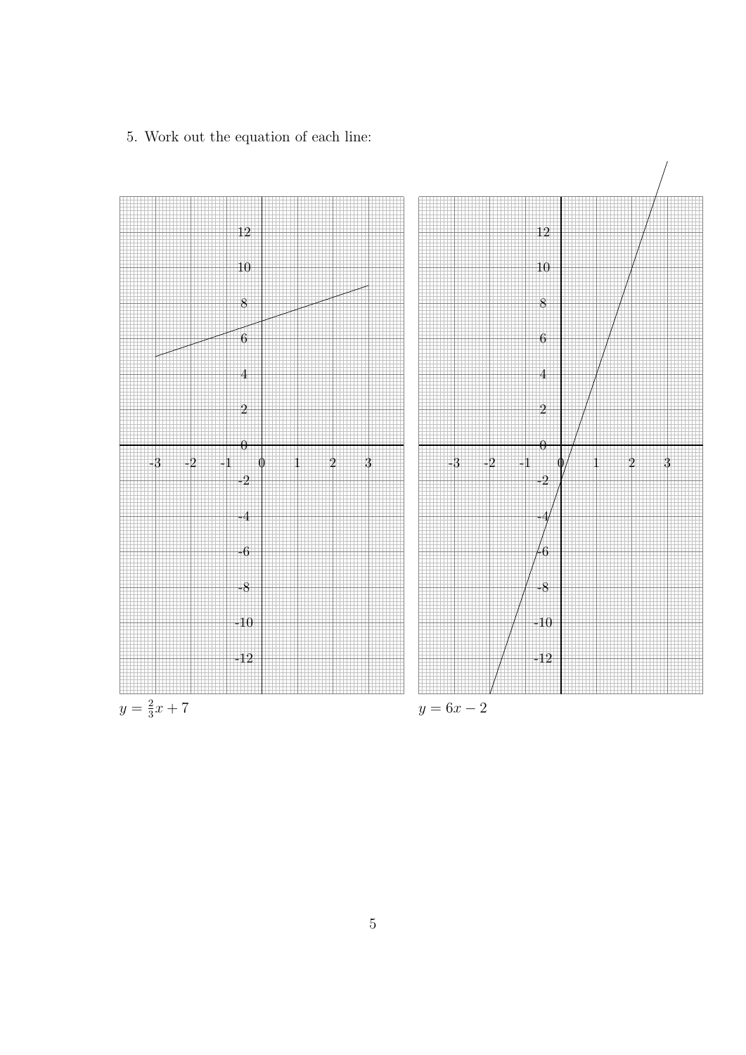5. Work out the equation of each line:

$y = \frac{2}{3}x + 7$

$y = 6x - 2$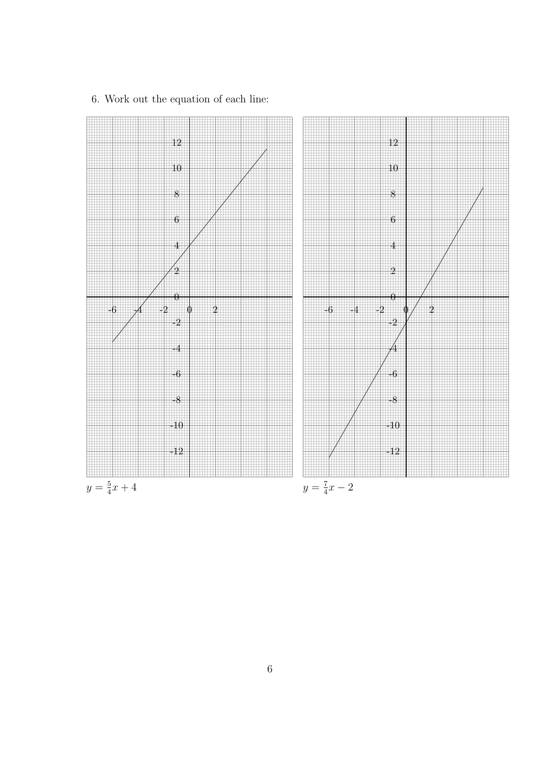6. Work out the equation of each line:

$y = \frac{5}{4}x + 4$

$y = \frac{7}{4}x - 2$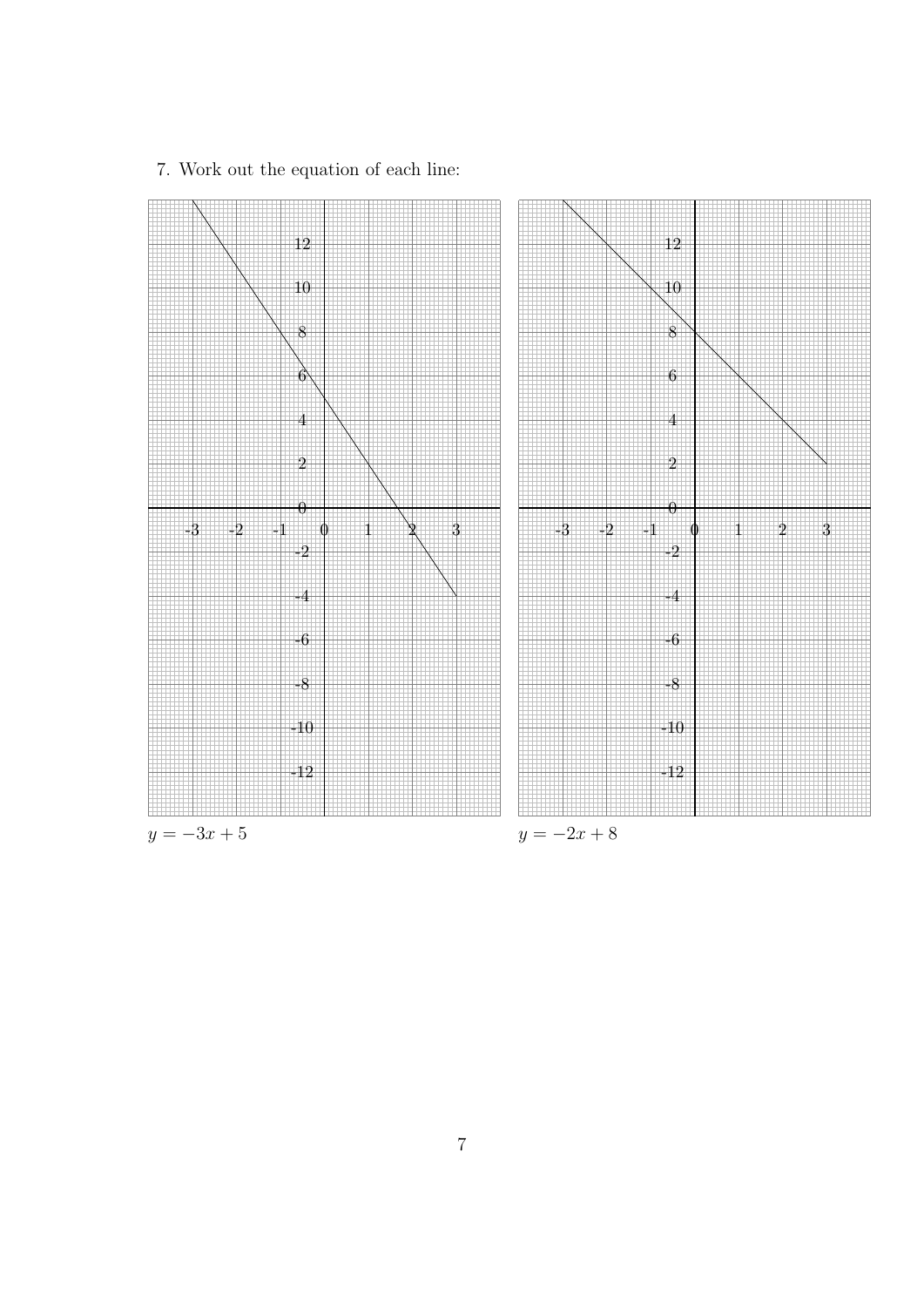7. Work out the equation of each line:

$y = -3x + 5$

$y = -2x + 8$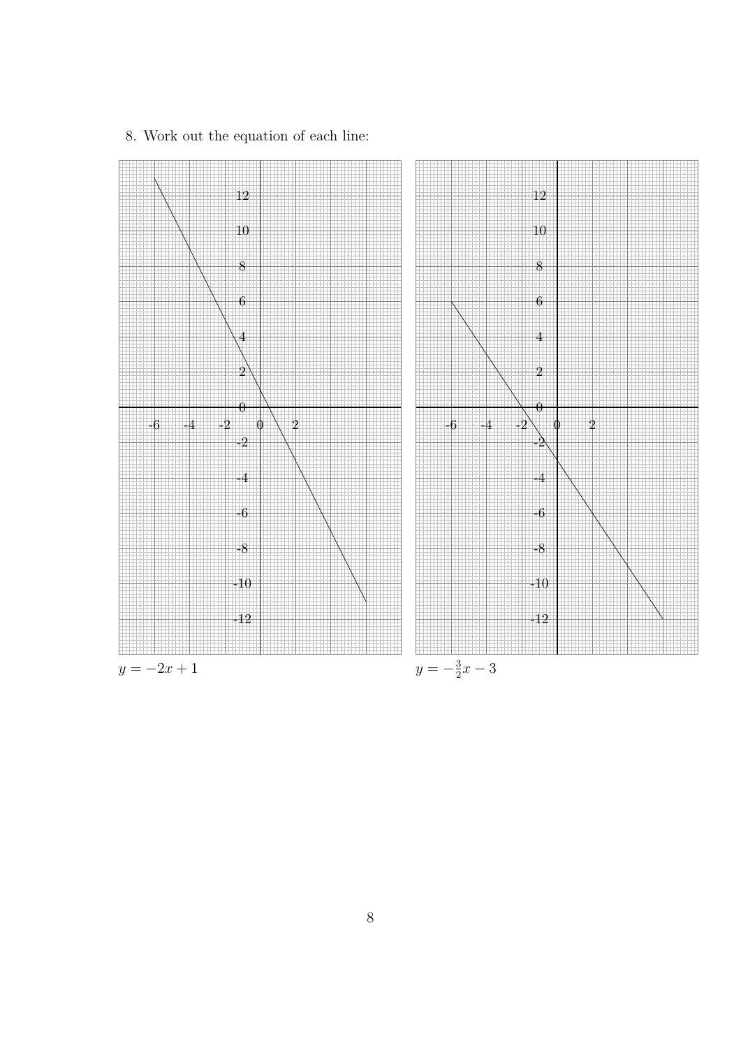8. Work out the equation of each line:

$y = -2x + 1$

$y = -\frac{3}{2}x - 3$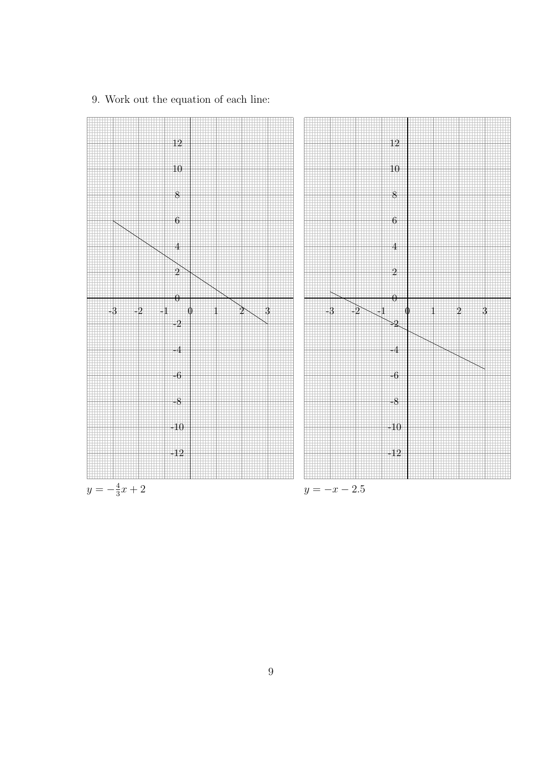9. Work out the equation of each line:

$y = -\frac{4}{3}x + 2$

$y = -x - 2.5$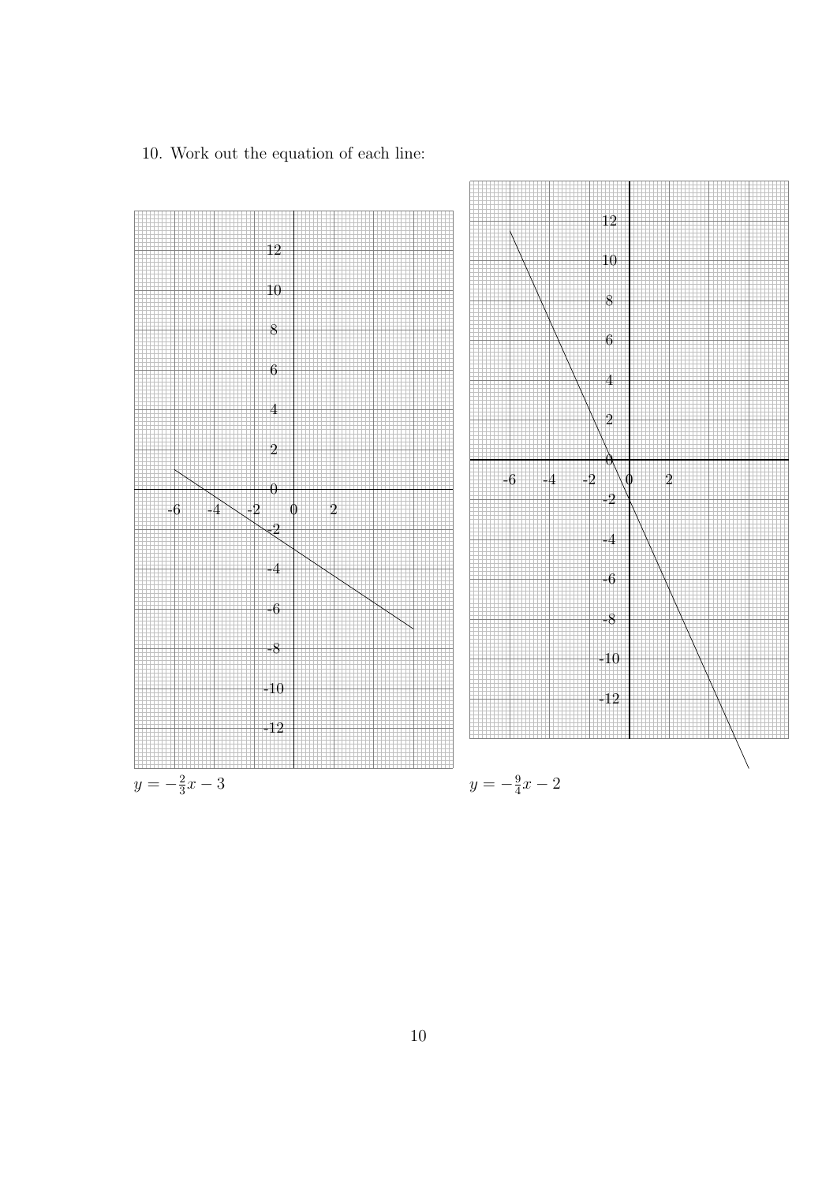10. Work out the equation of each line:

12
10
8
6
4
2
0
-6 -4 -2 0 2
-2
-4
-6
-8
-10
-12

$y = -\frac{2}{3}x - 3$

12
10
8
6
4
2
0
-6 -4 -2 0 2
-2
-4
-6
-8
-10
-12

$y = -\frac{9}{4}x - 2$